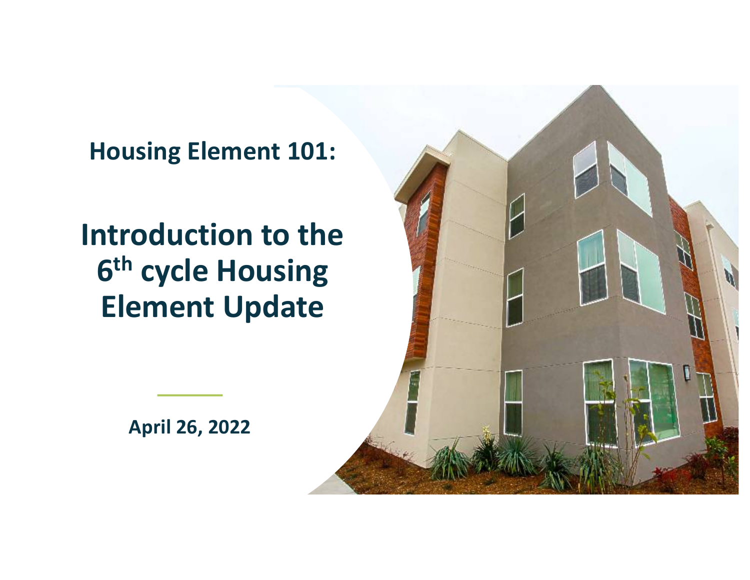## Housing Element 101:

# Introduction to the 6th cycle Housing Element Update

April 26, 2022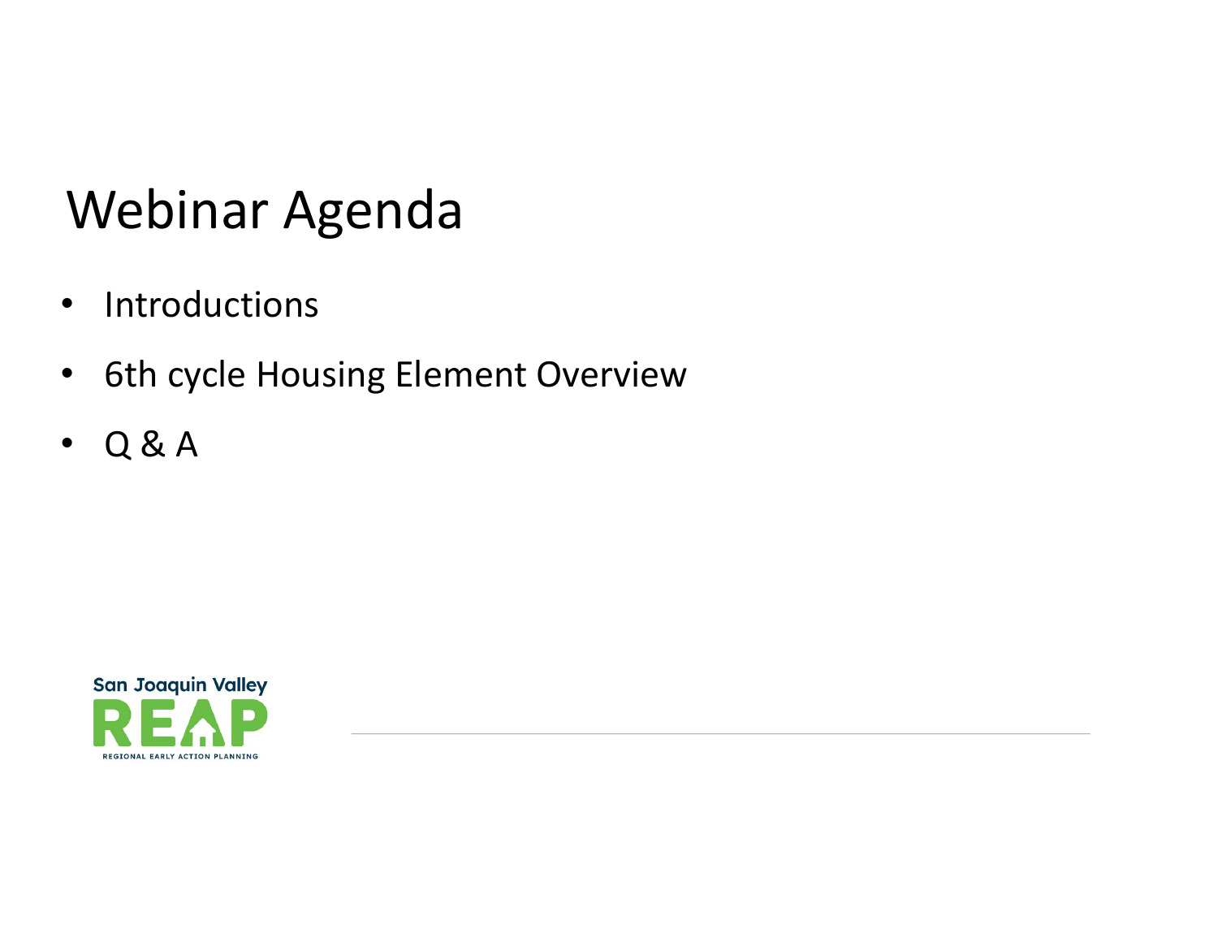# Webinar Agenda

- Introductions
- 6th cycle Housing Element Overview
- Q & A

San Joaquin Valley REAP

REGIONAL EARLY ACTION PLANNING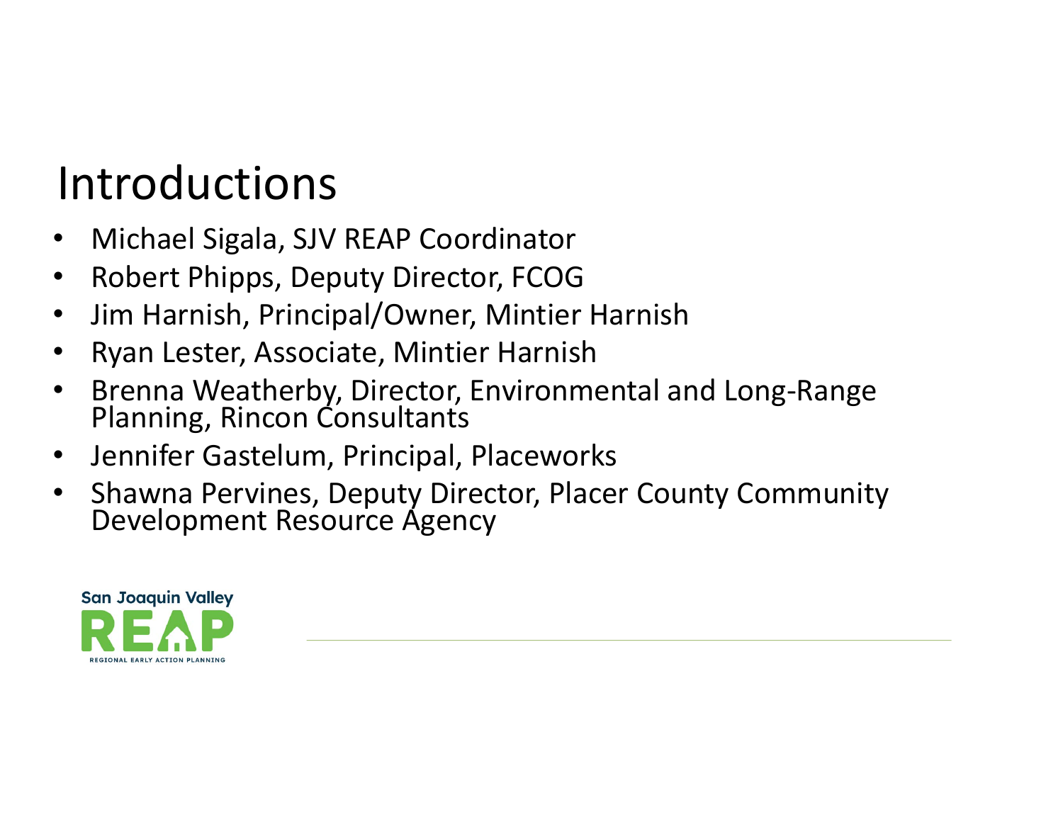# Introductions

- Michael Sigala, SJV REAP Coordinator
- Robert Phipps, Deputy Director, FCOG
- Jim Harnish, Principal/Owner, Mintier Harnish
- Ryan Lester, Associate, Mintier Harnish
- Brenna Weatherby, Director, Environmental and Long-Range Planning, Rincon Consultants
- Jennifer Gastelum, Principal, Placeworks
- Shawna Pervines, Deputy Director, Placer County Community Development Resource Agency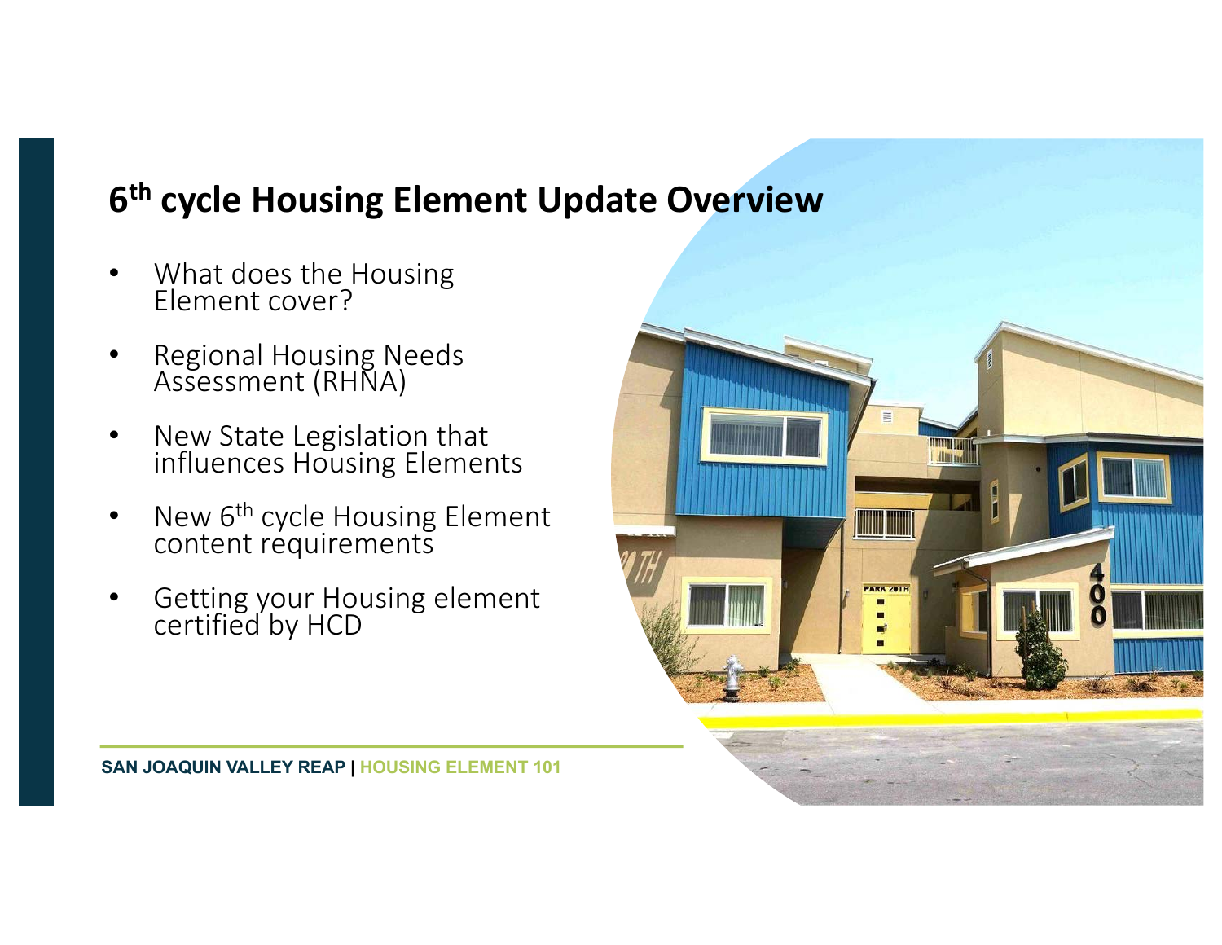## 6th cycle Housing Element Update Overview

- What does the Housing Element cover?
- Regional Housing Needs Assessment (RHNA)
- New State Legislation that influences Housing Elements
- New 6th cycle Housing Element content requirements
- Getting your Housing element certified by HCD

SAN JOAQUIN VALLEY REAP | HOUSING ELEMENT 101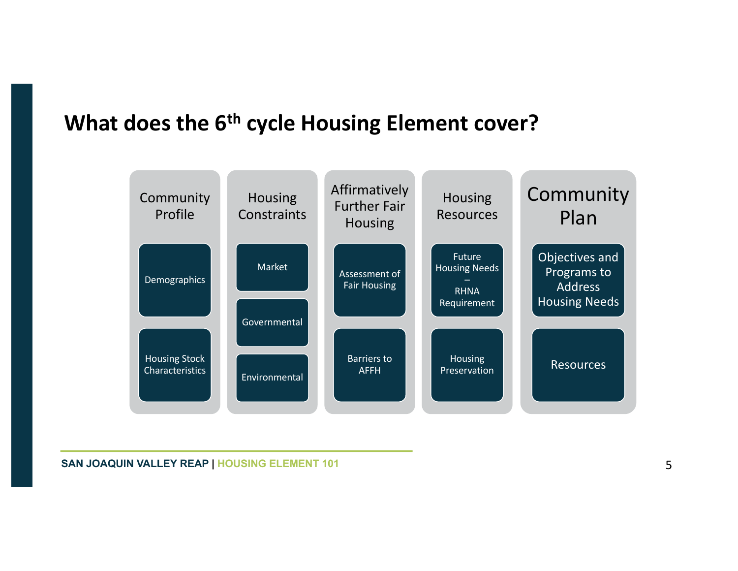# What does the 6th cycle Housing Element cover?

- **Community Profile**
  - Demographics
  - Housing Stock Characteristics
- **Housing Constraints**
  - Market
  - Governmental
  - Environmental
- **Affirmatively Further Fair Housing**
  - Assessment of Fair Housing
  - Barriers to AFFH
- **Housing Resources**
  - Future Housing Needs – RHNA Requirement
  - Housing Preservation
- **Community Plan**
  - Objectives and Programs to Address Housing Needs
  - Resources

SAN JOAQUIN VALLEY REAP | HOUSING ELEMENT 101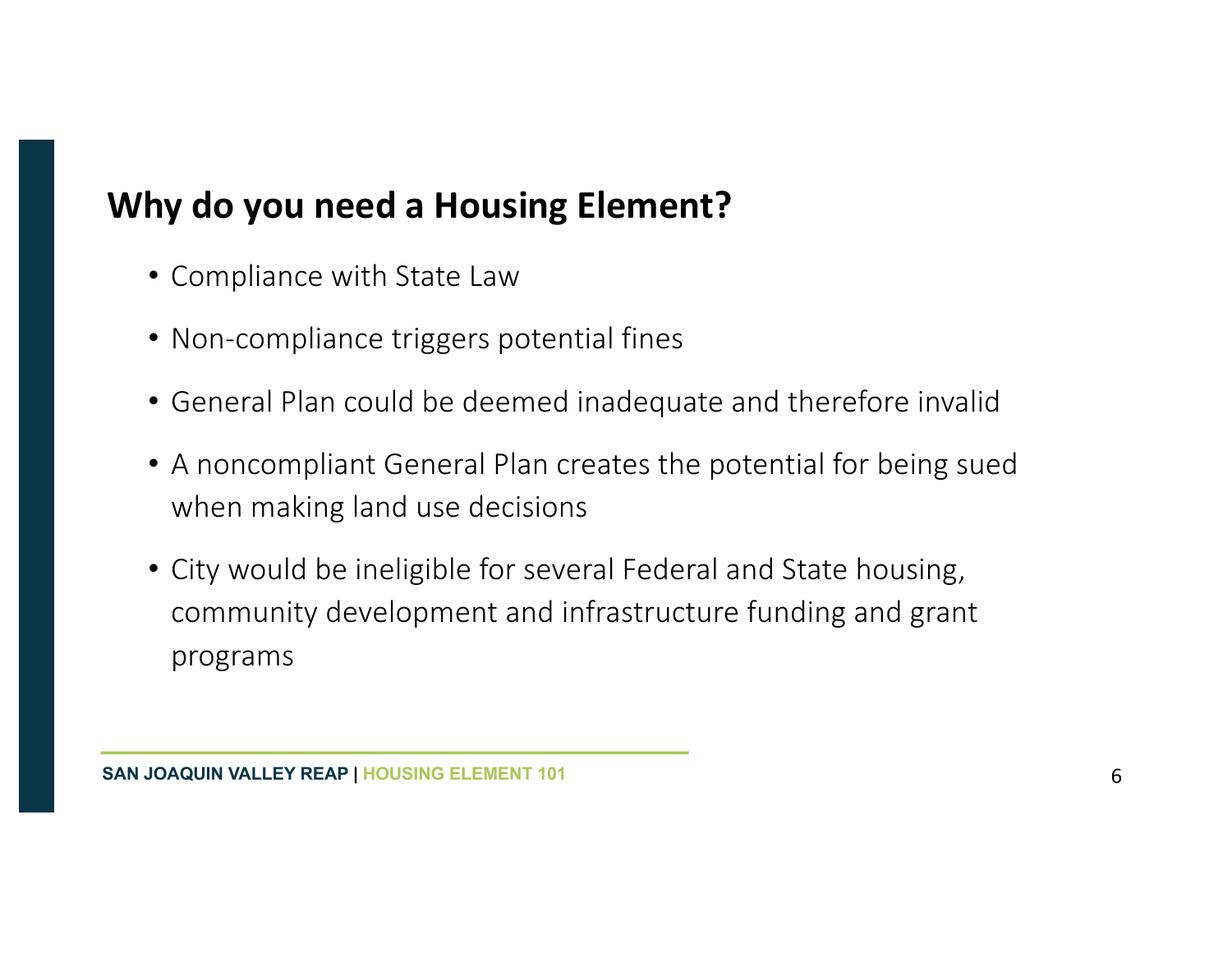## Why do you need a Housing Element?

- Compliance with State Law
- Non-compliance triggers potential fines
- General Plan could be deemed inadequate and therefore invalid
- A noncompliant General Plan creates the potential for being sued when making land use decisions
- City would be ineligible for several Federal and State housing, community development and infrastructure funding and grant programs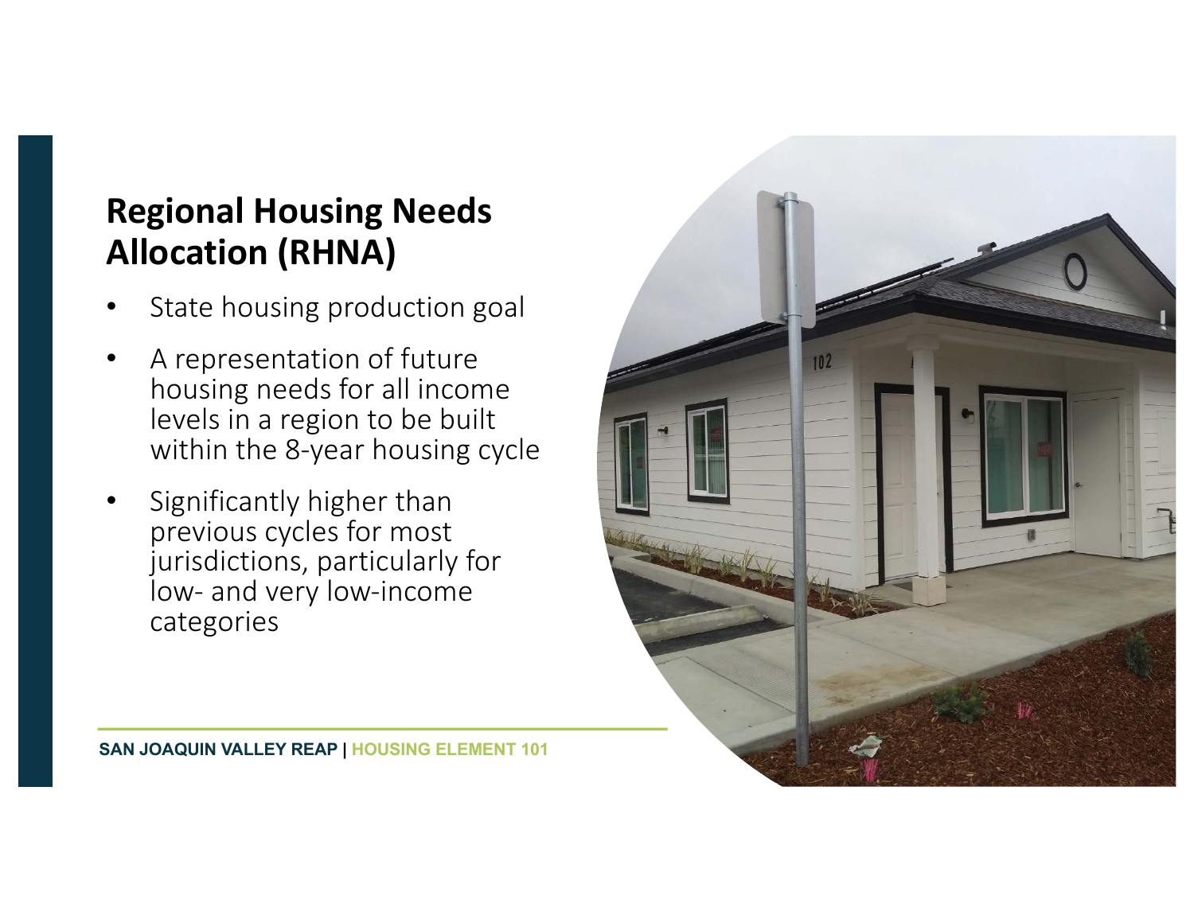## Regional Housing Needs Allocation (RHNA)

- State housing production goal
- A representation of future housing needs for all income levels in a region to be built within the 8-year housing cycle
- Significantly higher than previous cycles for most jurisdictions, particularly for low- and very low-income categories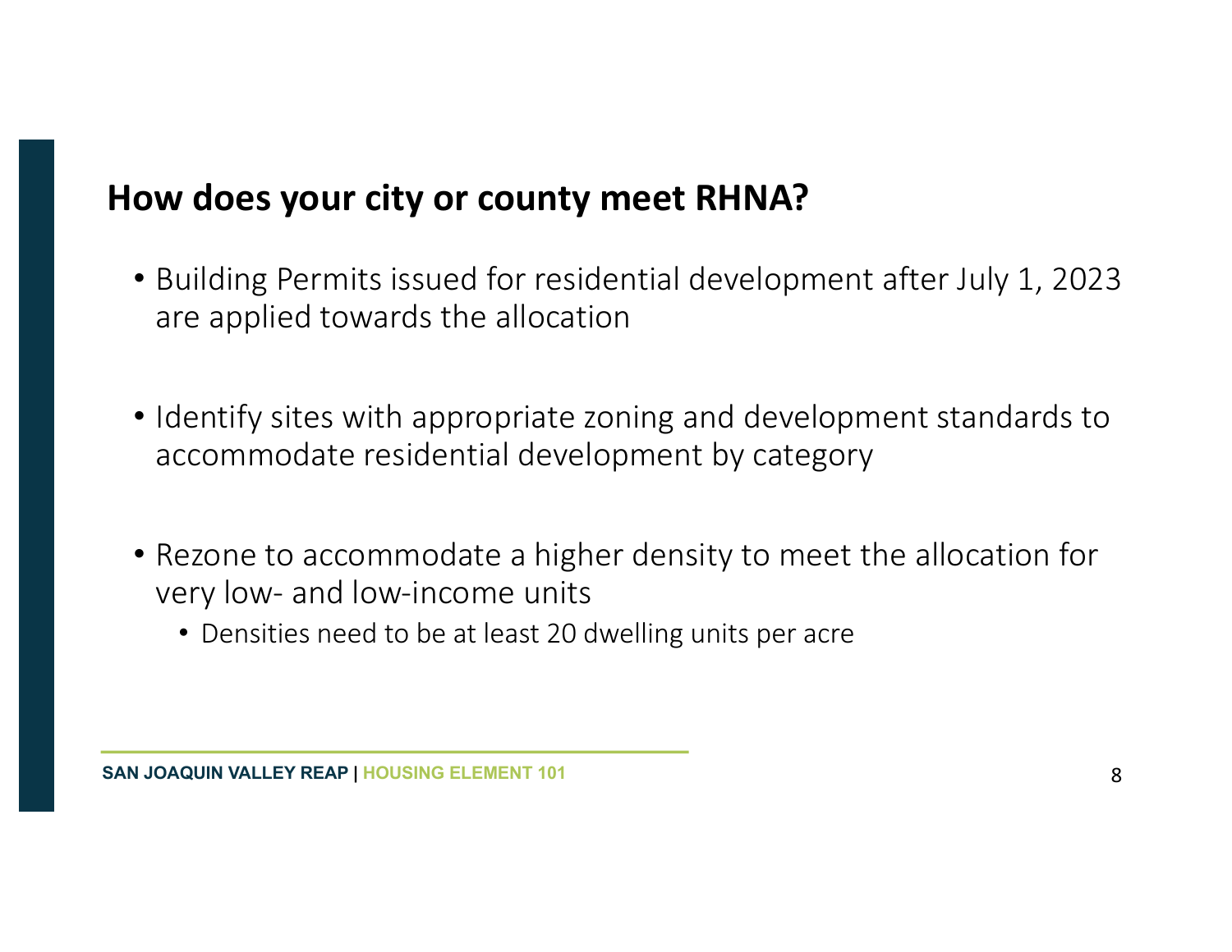## How does your city or county meet RHNA?

- Building Permits issued for residential development after July 1, 2023 are applied towards the allocation
- Identify sites with appropriate zoning and development standards to accommodate residential development by category
- Rezone to accommodate a higher density to meet the allocation for very low- and low-income units
  - Densities need to be at least 20 dwelling units per acre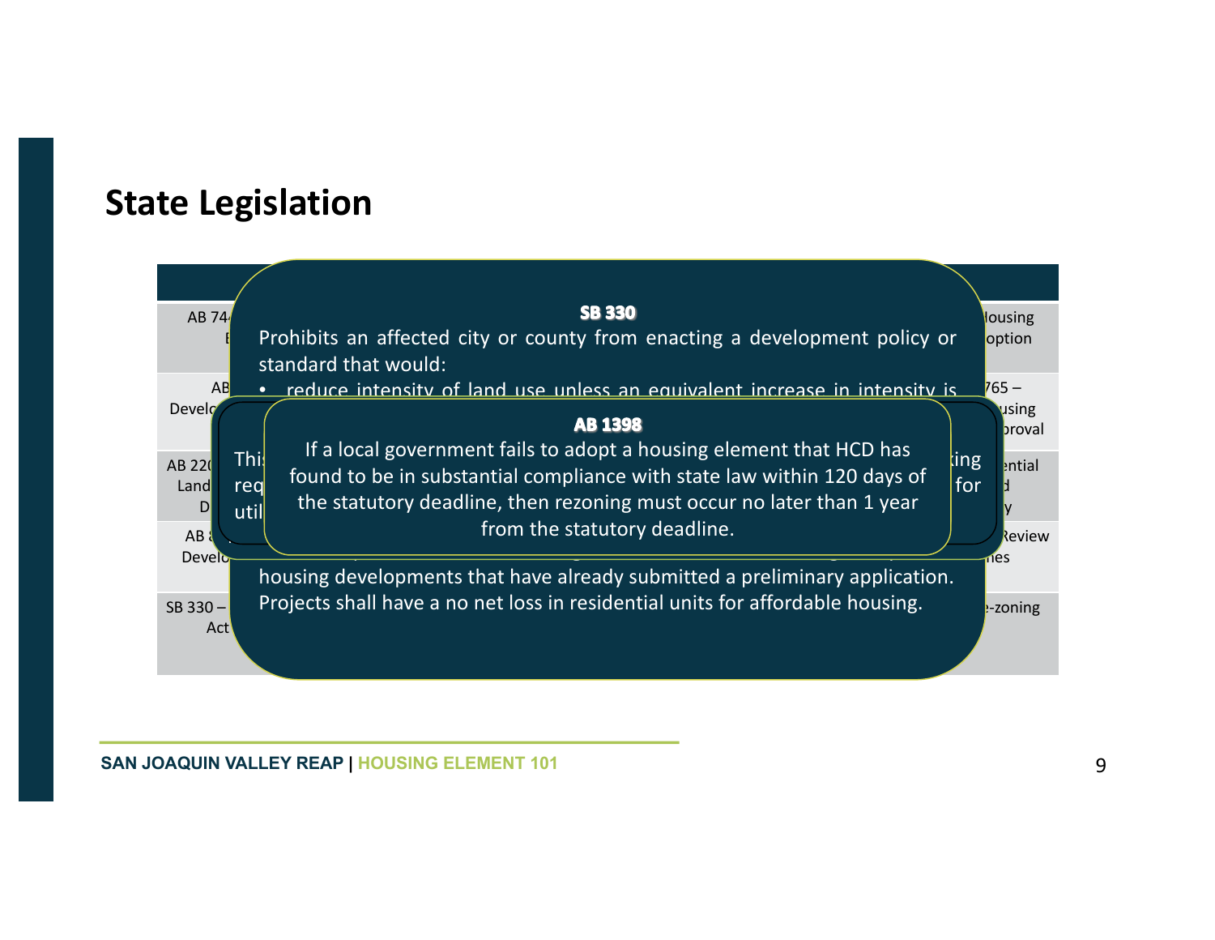## State Legislation

**SB 330**

Prohibits an affected city or county from enacting a development policy or standard that would:

- reduce intensity of land use unless an equivalent increase in intensity is

housing developments that have already submitted a preliminary application. Projects shall have a no net loss in residential units for affordable housing.

**AB 1398**

If a local government fails to adopt a housing element that HCD has found to be in substantial compliance with state law within 120 days of the statutory deadline, then rezoning must occur no later than 1 year from the statutory deadline.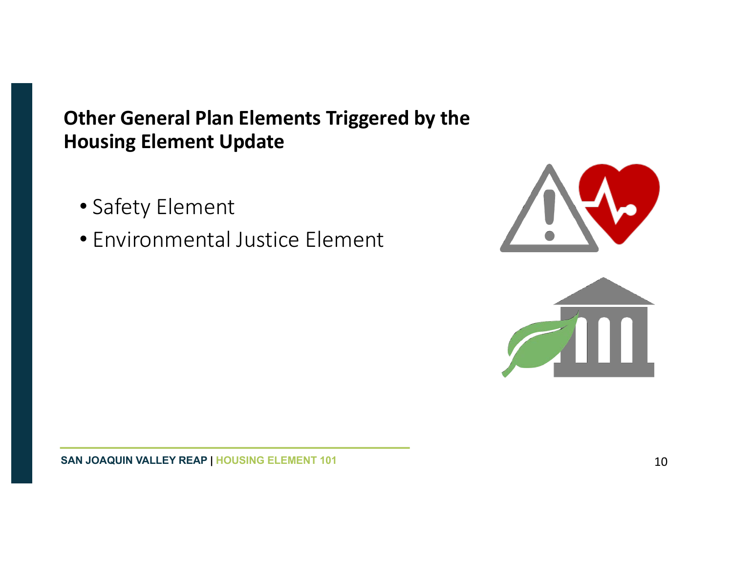## Other General Plan Elements Triggered by the Housing Element Update

- Safety Element
- Environmental Justice Element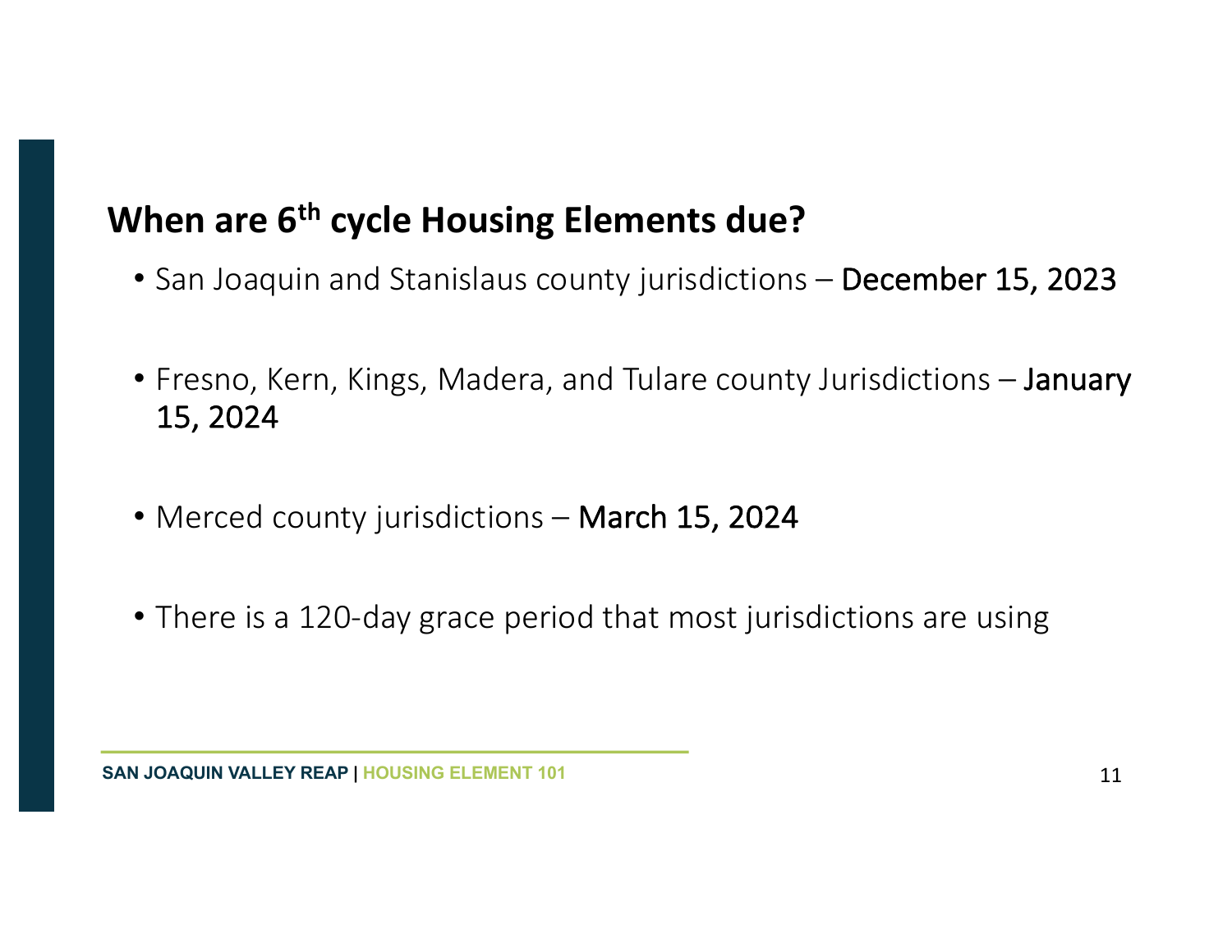## When are 6th cycle Housing Elements due?

- San Joaquin and Stanislaus county jurisdictions – **December 15, 2023**
- Fresno, Kern, Kings, Madera, and Tulare county Jurisdictions – **January 15, 2024**
- Merced county jurisdictions – **March 15, 2024**
- There is a 120-day grace period that most jurisdictions are using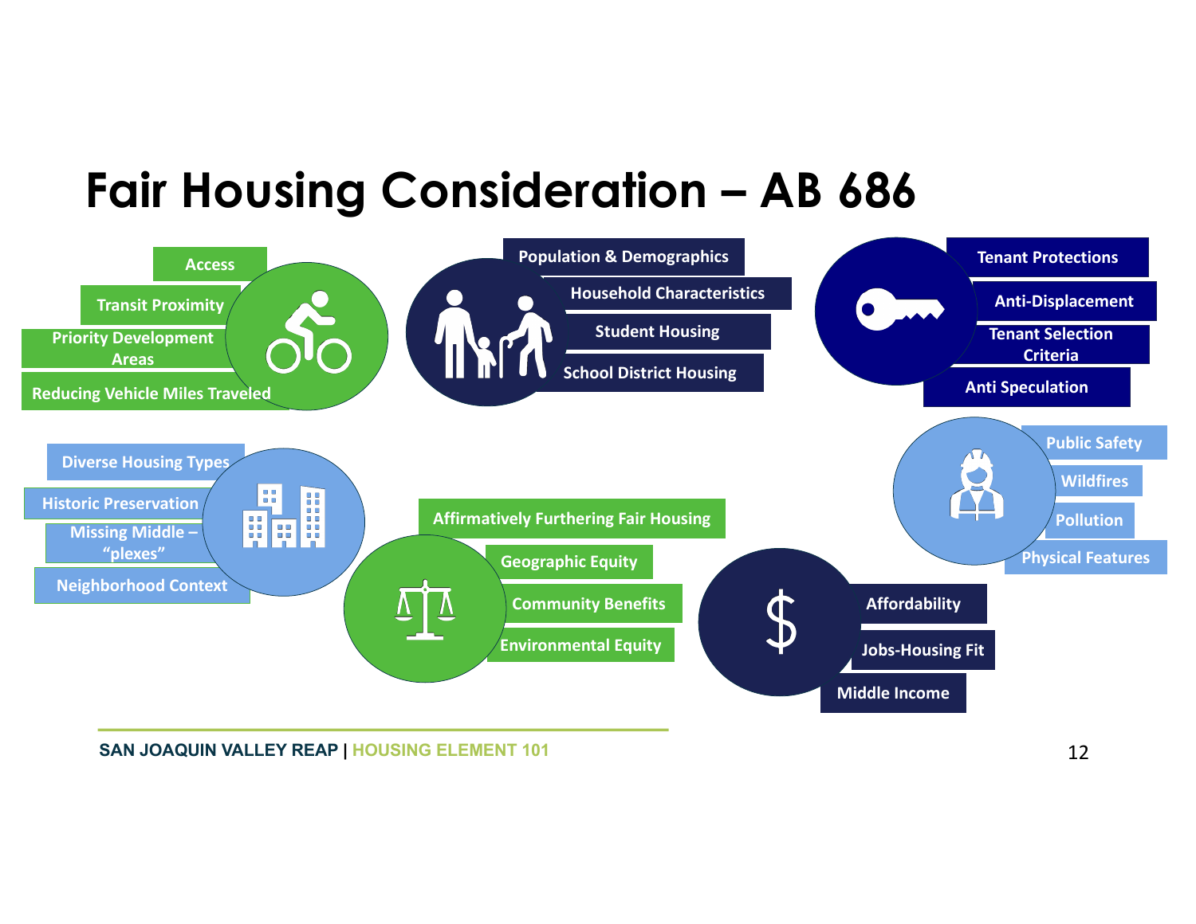# Fair Housing Consideration – AB 686

- Access
- Transit Proximity
- Priority Development Areas
- Reducing Vehicle Miles Traveled

- Population & Demographics
- Household Characteristics
- Student Housing
- School District Housing

- Tenant Protections
- Anti-Displacement
- Tenant Selection Criteria
- Anti Speculation

- Diverse Housing Types
- Historic Preservation
- Missing Middle – "plexes"
- Neighborhood Context

- Affirmatively Furthering Fair Housing
- Geographic Equity
- Community Benefits
- Environmental Equity

- Public Safety
- Wildfires
- Pollution
- Physical Features

- Affordability
- Jobs-Housing Fit
- Middle Income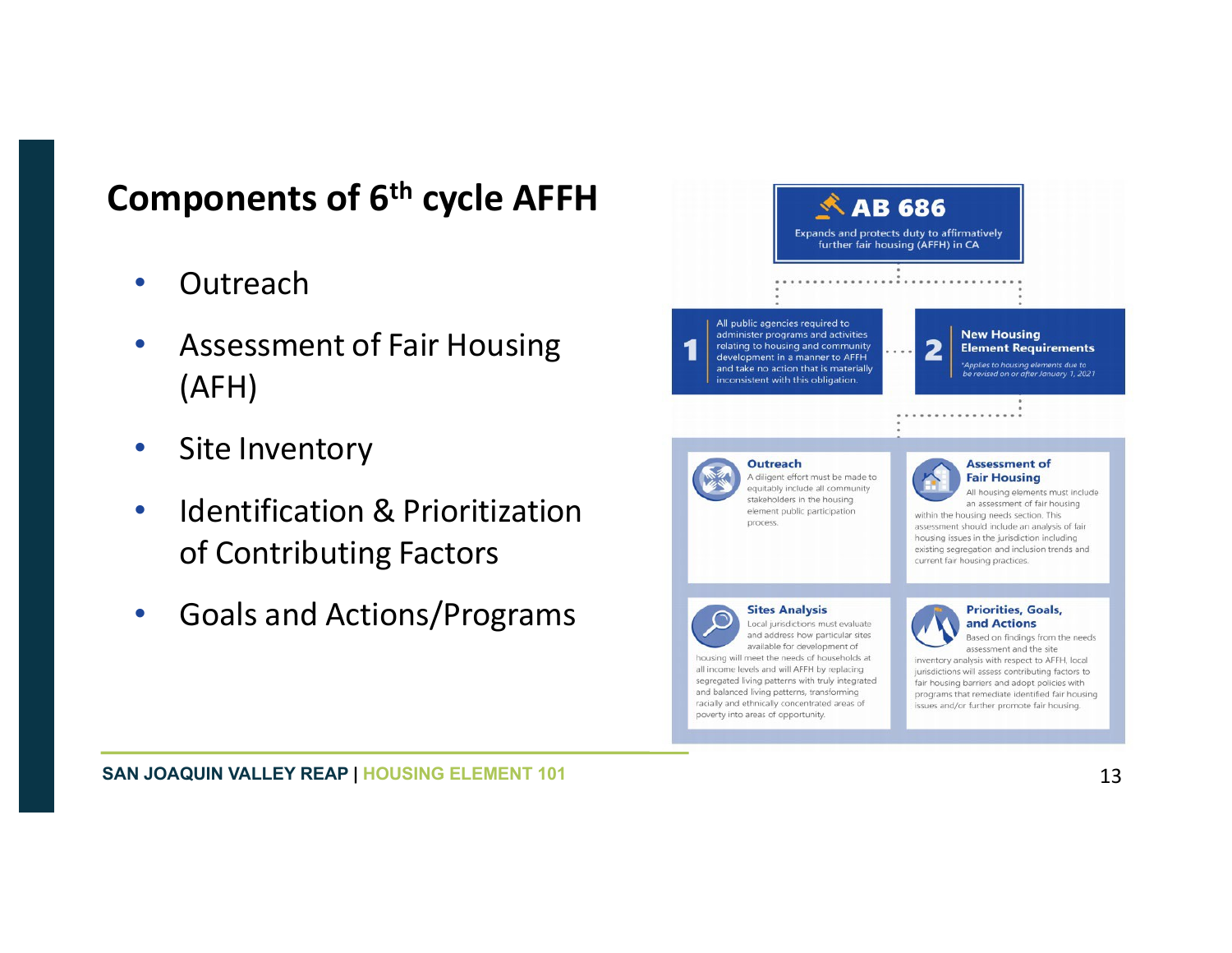## Components of 6th cycle AFFH

- Outreach
- Assessment of Fair Housing (AFH)
- Site Inventory
- Identification & Prioritization of Contributing Factors
- Goals and Actions/Programs

**AB 686**

Expands and protects duty to affirmatively further fair housing (AFFH) in CA

**1** All public agencies required to administer programs and activities relating to housing and community development in a manner to AFFH and take no action that is materially inconsistent with this obligation.

**2** **New Housing Element Requirements**

*\*Applies to housing elements due to be revised on or after January 1, 2021*

**Outreach**

A diligent effort must be made to equitably include all community stakeholders in the housing element public participation process.

**Assessment of Fair Housing**

All housing elements must include an assessment of fair housing within the housing needs section. This assessment should include an analysis of fair housing issues in the jurisdiction including existing segregation and inclusion trends and current fair housing practices.

**Sites Analysis**

Local jurisdictions must evaluate and address how particular sites available for development of housing will meet the needs of households at all income levels and will AFFH by replacing segregated living patterns with truly integrated and balanced living patterns, transforming racially and ethnically concentrated areas of poverty into areas of opportunity.

**Priorities, Goals, and Actions**

Based on findings from the needs assessment and the site inventory analysis with respect to AFFH, local jurisdictions will assess contributing factors to fair housing barriers and adopt policies with programs that remediate identified fair housing issues and/or further promote fair housing.

SAN JOAQUIN VALLEY REAP | HOUSING ELEMENT 101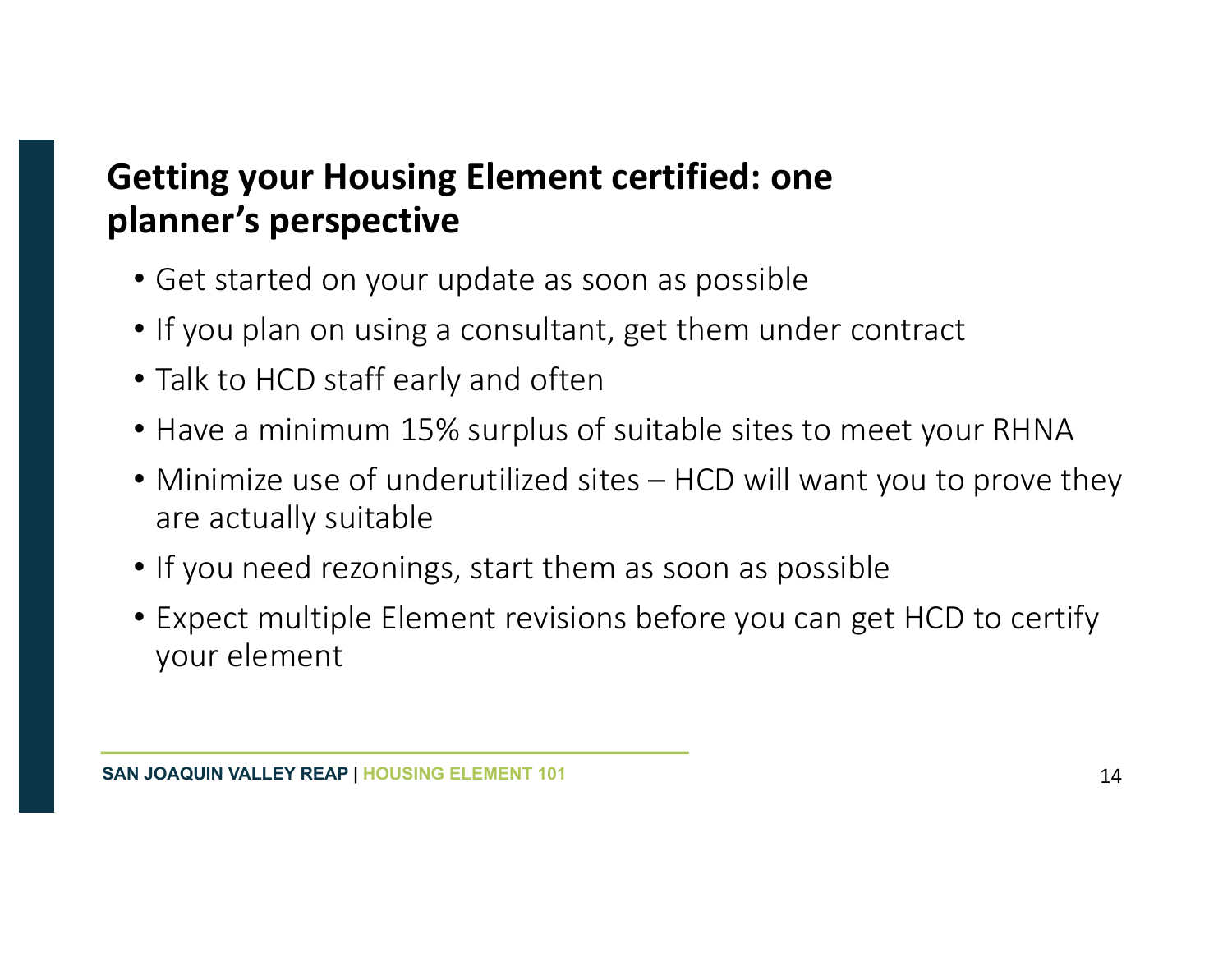## Getting your Housing Element certified: one planner's perspective

- Get started on your update as soon as possible
- If you plan on using a consultant, get them under contract
- Talk to HCD staff early and often
- Have a minimum 15% surplus of suitable sites to meet your RHNA
- Minimize use of underutilized sites – HCD will want you to prove they are actually suitable
- If you need rezonings, start them as soon as possible
- Expect multiple Element revisions before you can get HCD to certify your element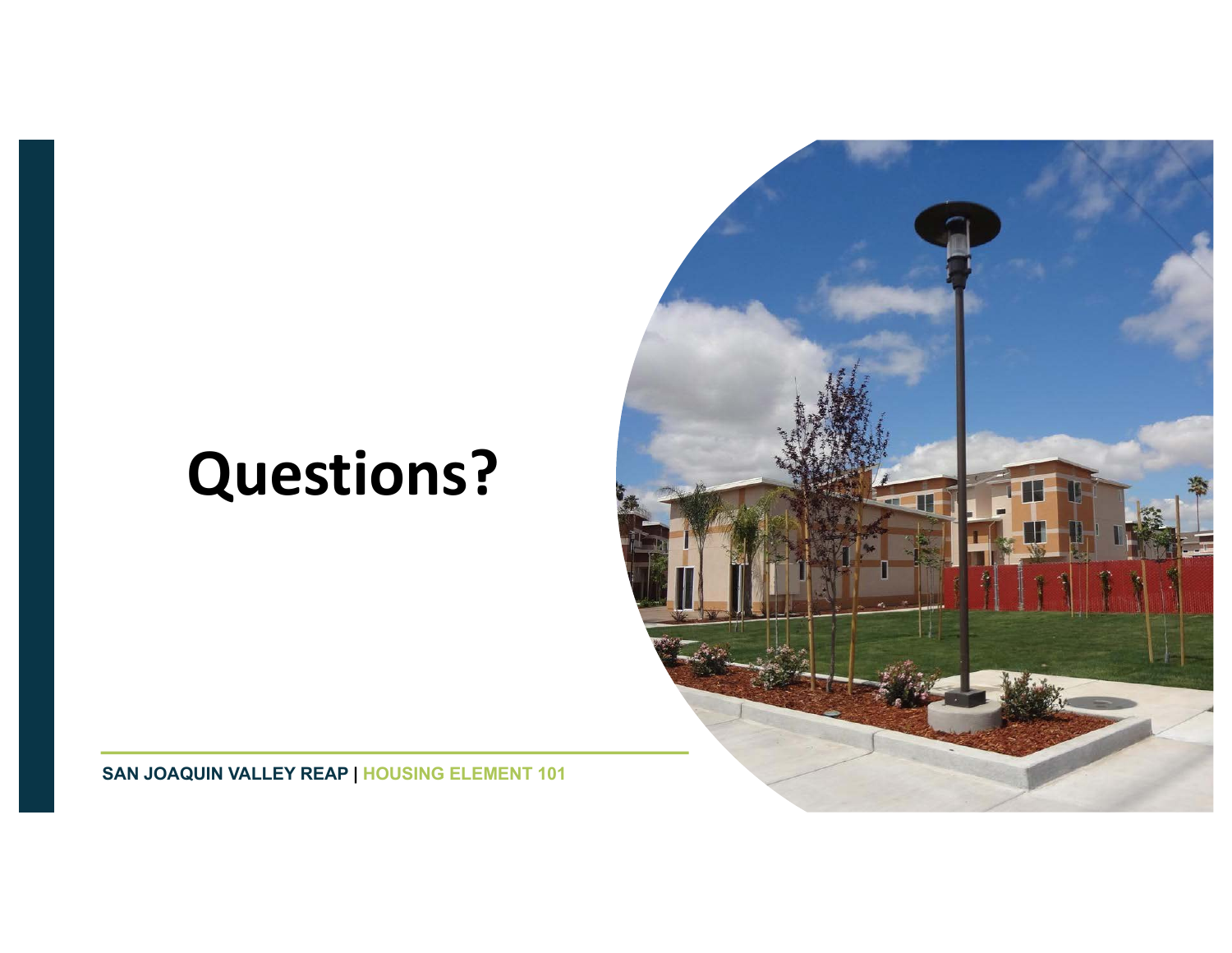# Questions?